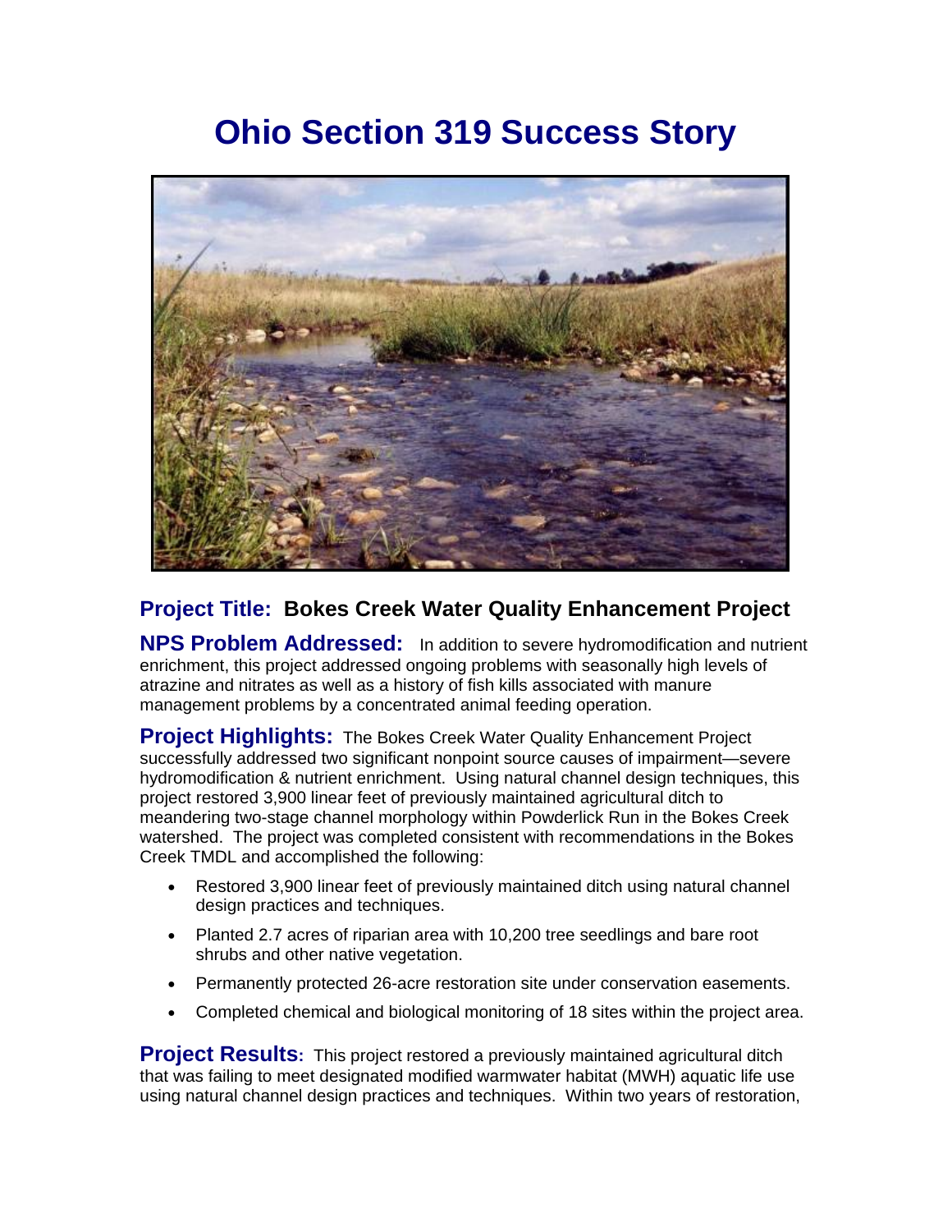# Ohio Section 319 Success Story

**Project Title: Bokes Creek Water Quality Enhancement Project**

**NPS Problem Addressed:** In addition to severe hydromodification and nutrient enrichment, this project addressed ongoing problems with seasonally high levels of atrazine and nitrates as well as a history of fish kills associated with manure management problems by a concentrated animal feeding operation.

**Project Highlights:** The Bokes Creek Water Quality Enhancement Project successfully addressed two significant nonpoint source causes of impairment—severe hydromodification & nutrient enrichment. Using natural channel design techniques, this project restored 3,900 linear feet of previously maintained agricultural ditch to meandering two-stage channel morphology within Powderlick Run in the Bokes Creek watershed. The project was completed consistent with recommendations in the Bokes Creek TMDL and accomplished the following:

- Restored 3,900 linear feet of previously maintained ditch using natural channel design practices and techniques.
- Planted 2.7 acres of riparian area with 10,200 tree seedlings and bare root shrubs and other native vegetation.
- Permanently protected 26-acre restoration site under conservation easements.
- Completed chemical and biological monitoring of 18 sites within the project area.

**Project Results:** This project restored a previously maintained agricultural ditch that was failing to meet designated modified warmwater habitat (MWH) aquatic life use using natural channel design practices and techniques. Within two years of restoration,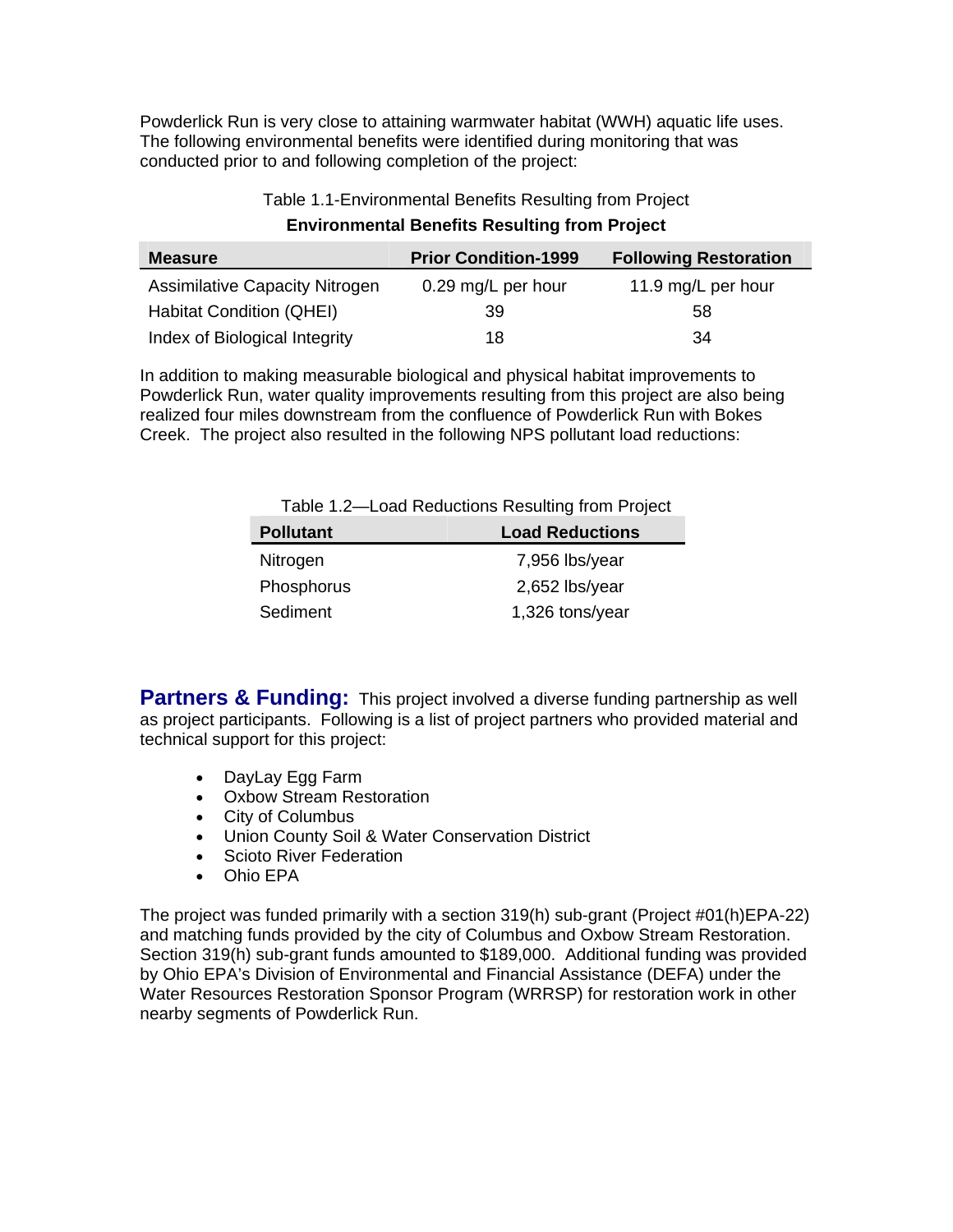Powderlick Run is very close to attaining warmwater habitat (WWH) aquatic life uses. The following environmental benefits were identified during monitoring that was conducted prior to and following completion of the project:

Table 1.1-Environmental Benefits Resulting from Project

**Environmental Benefits Resulting from Project**

| Measure | Prior Condition-1999 | Following Restoration |
|---|---|---|
| Assimilative Capacity Nitrogen | 0.29 mg/L per hour | 11.9 mg/L per hour |
| Habitat Condition (QHEI) | 39 | 58 |
| Index of Biological Integrity | 18 | 34 |

In addition to making measurable biological and physical habitat improvements to Powderlick Run, water quality improvements resulting from this project are also being realized four miles downstream from the confluence of Powderlick Run with Bokes Creek. The project also resulted in the following NPS pollutant load reductions:

Table 1.2—Load Reductions Resulting from Project

| Pollutant | Load Reductions |
|---|---|
| Nitrogen | 7,956 lbs/year |
| Phosphorus | 2,652 lbs/year |
| Sediment | 1,326 tons/year |

**Partners & Funding:** This project involved a diverse funding partnership as well as project participants. Following is a list of project partners who provided material and technical support for this project:

- DayLay Egg Farm
- Oxbow Stream Restoration
- City of Columbus
- Union County Soil & Water Conservation District
- Scioto River Federation
- Ohio EPA

The project was funded primarily with a section 319(h) sub-grant (Project #01(h)EPA-22) and matching funds provided by the city of Columbus and Oxbow Stream Restoration. Section 319(h) sub-grant funds amounted to $189,000. Additional funding was provided by Ohio EPA's Division of Environmental and Financial Assistance (DEFA) under the Water Resources Restoration Sponsor Program (WRRSP) for restoration work in other nearby segments of Powderlick Run.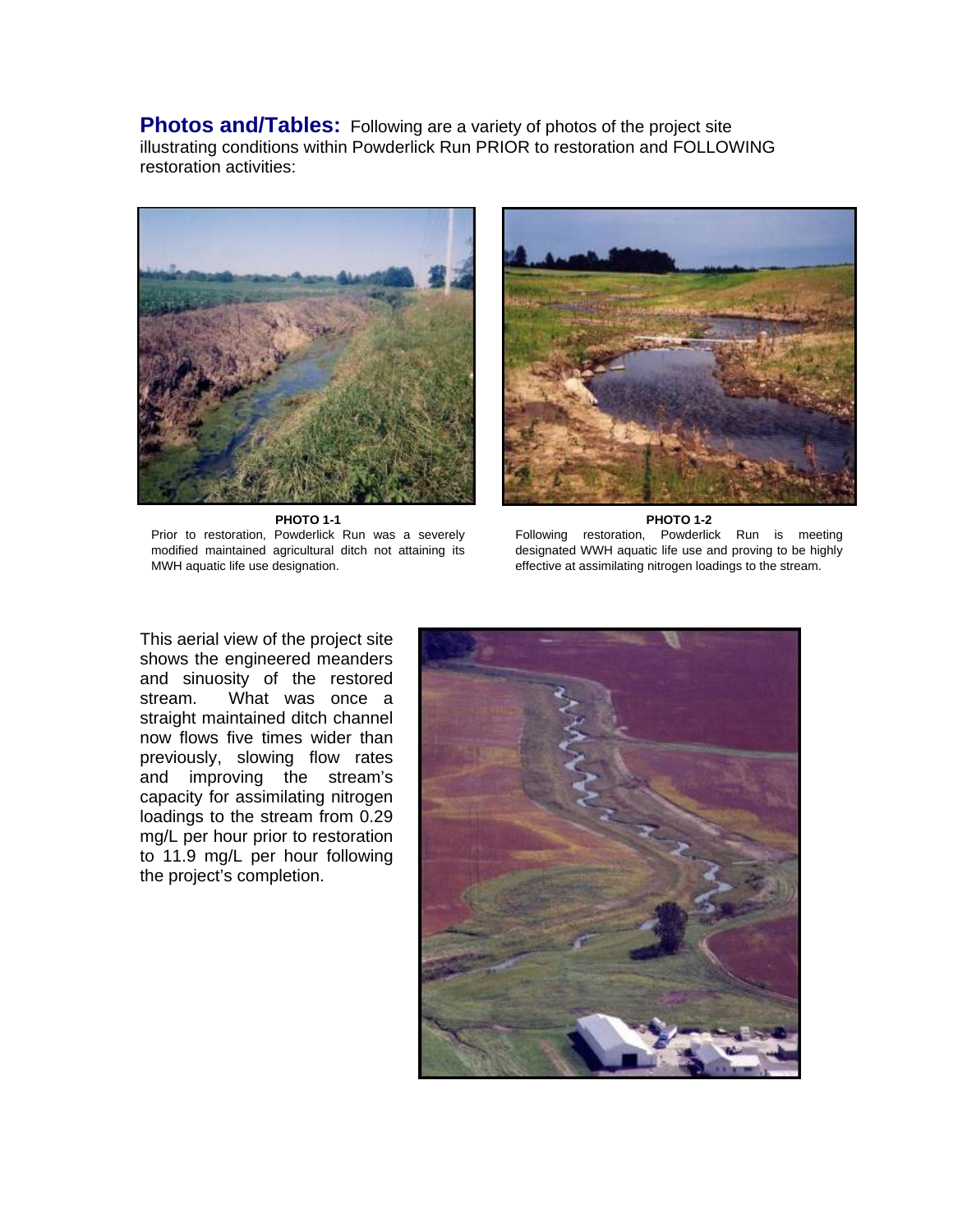**Photos and/Tables:** Following are a variety of photos of the project site illustrating conditions within Powderlick Run PRIOR to restoration and FOLLOWING restoration activities:

**PHOTO 1-1**

Prior to restoration, Powderlick Run was a severely modified maintained agricultural ditch not attaining its MWH aquatic life use designation.

**PHOTO 1-2**

Following restoration, Powderlick Run is meeting designated WWH aquatic life use and proving to be highly effective at assimilating nitrogen loadings to the stream.

This aerial view of the project site shows the engineered meanders and sinuosity of the restored stream. What was once a straight maintained ditch channel now flows five times wider than previously, slowing flow rates and improving the stream's capacity for assimilating nitrogen loadings to the stream from 0.29 mg/L per hour prior to restoration to 11.9 mg/L per hour following the project's completion.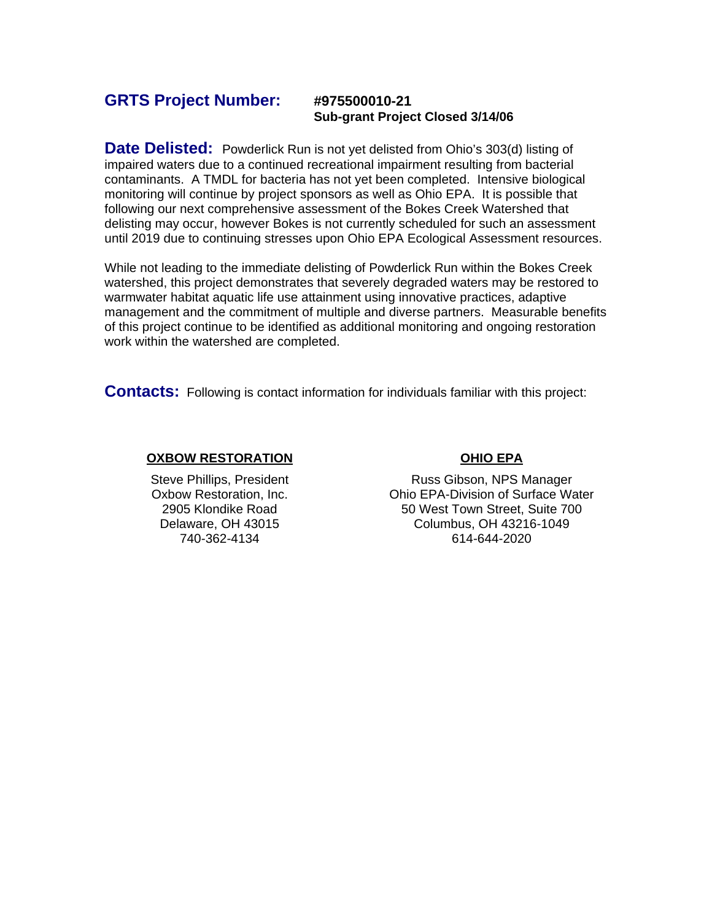**GRTS Project Number:** **#975500010-21**
**Sub-grant Project Closed 3/14/06**

**Date Delisted:** Powderlick Run is not yet delisted from Ohio's 303(d) listing of impaired waters due to a continued recreational impairment resulting from bacterial contaminants. A TMDL for bacteria has not yet been completed. Intensive biological monitoring will continue by project sponsors as well as Ohio EPA. It is possible that following our next comprehensive assessment of the Bokes Creek Watershed that delisting may occur, however Bokes is not currently scheduled for such an assessment until 2019 due to continuing stresses upon Ohio EPA Ecological Assessment resources.

While not leading to the immediate delisting of Powderlick Run within the Bokes Creek watershed, this project demonstrates that severely degraded waters may be restored to warmwater habitat aquatic life use attainment using innovative practices, adaptive management and the commitment of multiple and diverse partners. Measurable benefits of this project continue to be identified as additional monitoring and ongoing restoration work within the watershed are completed.

**Contacts:** Following is contact information for individuals familiar with this project:

**OXBOW RESTORATION**

Steve Phillips, President
Oxbow Restoration, Inc.
2905 Klondike Road
Delaware, OH 43015
740-362-4134

**OHIO EPA**

Russ Gibson, NPS Manager
Ohio EPA-Division of Surface Water
50 West Town Street, Suite 700
Columbus, OH 43216-1049
614-644-2020